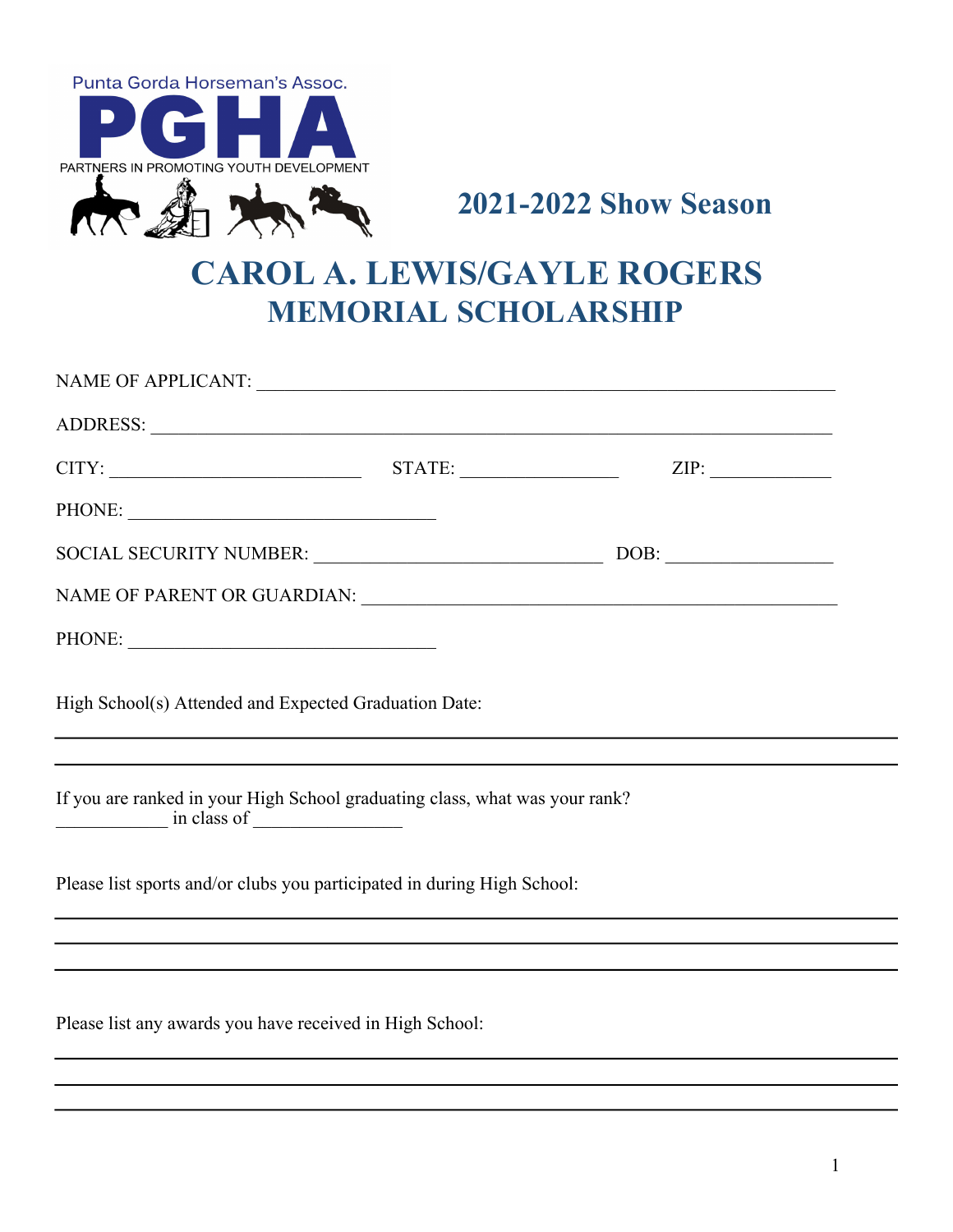Punta Gorda Horseman's Assoc.

**PGHA**

PARTNERS IN PROMOTING YOUTH DEVELOPMENT

## 2021-2022 Show Season

# CAROL A. LEWIS/GAYLE ROGERS
## MEMORIAL SCHOLARSHIP

NAME OF APPLICANT: ______________________________________________________________

ADDRESS: ______________________________________________________________________

CITY: ___________________________ STATE: _________________ ZIP: _____________

PHONE: _________________________________

SOCIAL SECURITY NUMBER: _______________________________ DOB: _________________

NAME OF PARENT OR GUARDIAN: ____________________________________________________

PHONE: _________________________________

High School(s) Attended and Expected Graduation Date:

______________________________________________________________________________

______________________________________________________________________________

If you are ranked in your High School graduating class, what was your rank?
____________ in class of ________________

Please list sports and/or clubs you participated in during High School:

______________________________________________________________________________

______________________________________________________________________________

______________________________________________________________________________

Please list any awards you have received in High School:

______________________________________________________________________________

______________________________________________________________________________

______________________________________________________________________________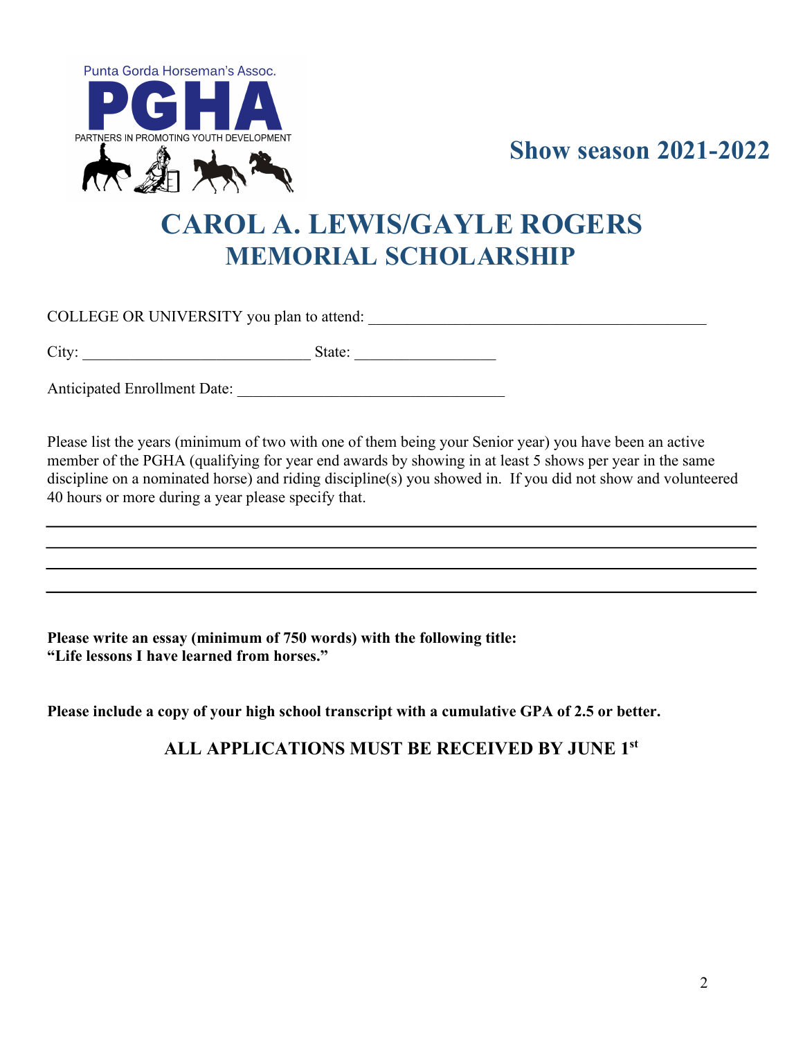Punta Gorda Horseman's Assoc.

PGHA

PARTNERS IN PROMOTING YOUTH DEVELOPMENT

**Show season 2021-2022**

# CAROL A. LEWIS/GAYLE ROGERS
## MEMORIAL SCHOLARSHIP

COLLEGE OR UNIVERSITY you plan to attend: ____________________________________________

City: ______________________________ State: __________________

Anticipated Enrollment Date: ___________________________________

Please list the years (minimum of two with one of them being your Senior year) you have been an active member of the PGHA (qualifying for year end awards by showing in at least 5 shows per year in the same discipline on a nominated horse) and riding discipline(s) you showed in. If you did not show and volunteered 40 hours or more during a year please specify that.

______________________________________________________________________________

______________________________________________________________________________

______________________________________________________________________________

______________________________________________________________________________

**Please write an essay (minimum of 750 words) with the following title:**
**"Life lessons I have learned from horses."**

**Please include a copy of your high school transcript with a cumulative GPA of 2.5 or better.**

**ALL APPLICATIONS MUST BE RECEIVED BY JUNE 1st**